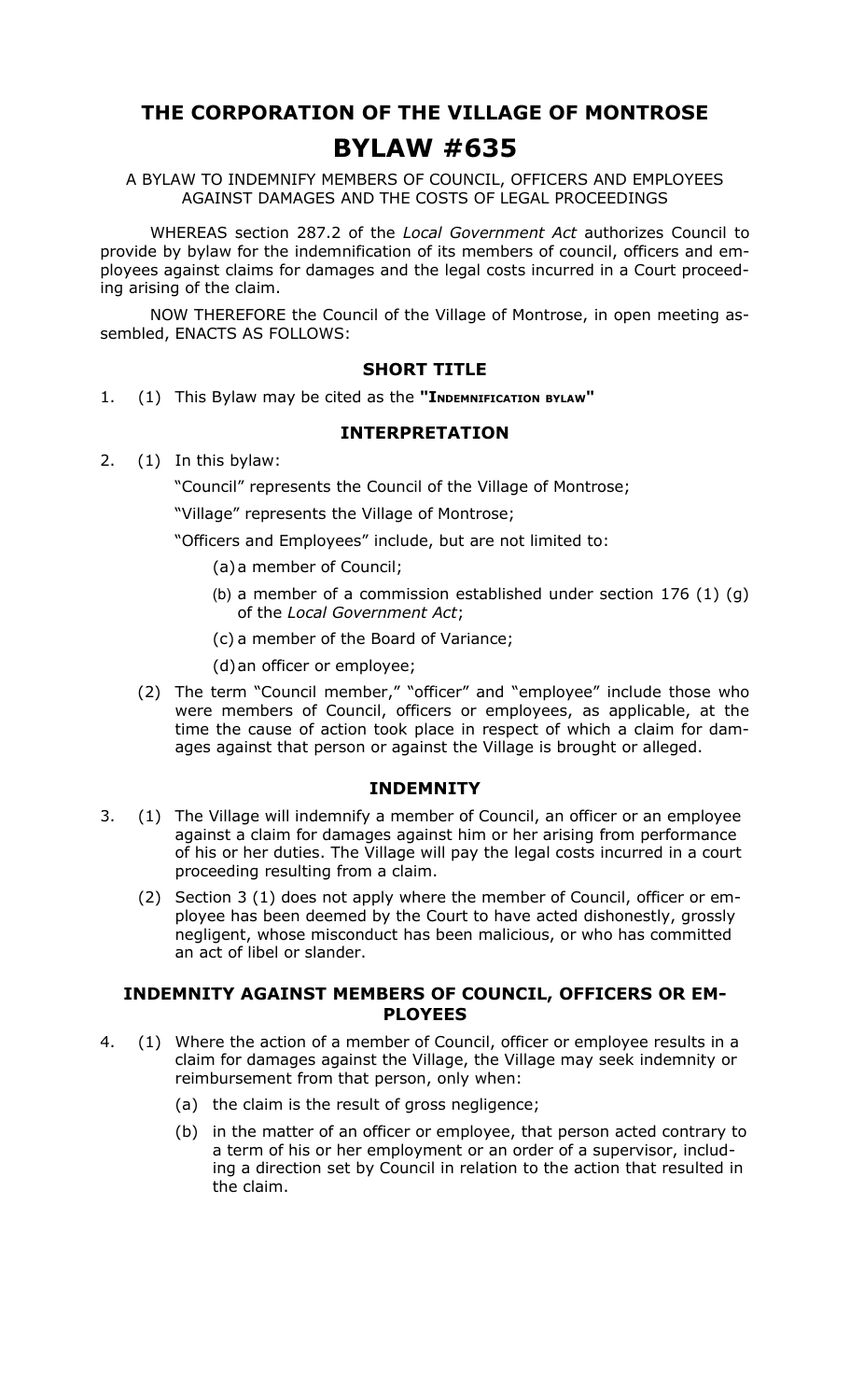# THE CORPORATION OF THE VILLAGE OF MONTROSE

# BYLAW #635

A BYLAW TO INDEMNIFY MEMBERS OF COUNCIL, OFFICERS AND EMPLOYEES AGAINST DAMAGES AND THE COSTS OF LEGAL PROCEEDINGS

WHEREAS section 287.2 of the *Local Government Act* authorizes Council to provide by bylaw for the indemnification of its members of council, officers and employees against claims for damages and the legal costs incurred in a Court proceeding arising of the claim.

NOW THEREFORE the Council of the Village of Montrose, in open meeting assembled, ENACTS AS FOLLOWS:

## SHORT TITLE

1. (1) This Bylaw may be cited as the **"Indemnification bylaw"**

## INTERPRETATION

2. (1) In this bylaw:

   "Council" represents the Council of the Village of Montrose;

   "Village" represents the Village of Montrose;

   "Officers and Employees" include, but are not limited to:

   (a) a member of Council;

   (b) a member of a commission established under section 176 (1) (g) of the *Local Government Act*;

   (c) a member of the Board of Variance;

   (d) an officer or employee;

   (2) The term "Council member," "officer" and "employee" include those who were members of Council, officers or employees, as applicable, at the time the cause of action took place in respect of which a claim for damages against that person or against the Village is brought or alleged.

## INDEMNITY

3. (1) The Village will indemnify a member of Council, an officer or an employee against a claim for damages against him or her arising from performance of his or her duties. The Village will pay the legal costs incurred in a court proceeding resulting from a claim.

   (2) Section 3 (1) does not apply where the member of Council, officer or employee has been deemed by the Court to have acted dishonestly, grossly negligent, whose misconduct has been malicious, or who has committed an act of libel or slander.

## INDEMNITY AGAINST MEMBERS OF COUNCIL, OFFICERS OR EMPLOYEES

4. (1) Where the action of a member of Council, officer or employee results in a claim for damages against the Village, the Village may seek indemnity or reimbursement from that person, only when:

   (a) the claim is the result of gross negligence;

   (b) in the matter of an officer or employee, that person acted contrary to a term of his or her employment or an order of a supervisor, including a direction set by Council in relation to the action that resulted in the claim.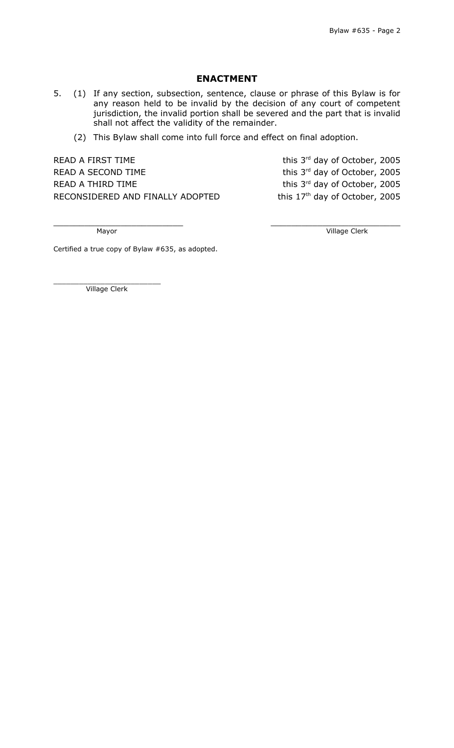## ENACTMENT

5. (1) If any section, subsection, sentence, clause or phrase of this Bylaw is for any reason held to be invalid by the decision of any court of competent jurisdiction, the invalid portion shall be severed and the part that is invalid shall not affect the validity of the remainder.

   (2) This Bylaw shall come into full force and effect on final adoption.

| | |
|---|---|
| READ A FIRST TIME | this 3rd day of October, 2005 |
| READ A SECOND TIME | this 3rd day of October, 2005 |
| READ A THIRD TIME | this 3rd day of October, 2005 |
| RECONSIDERED AND FINALLY ADOPTED | this 17th day of October, 2005 |

\_\_\_\_\_\_\_\_\_\_\_\_\_\_\_\_\_\_\_\_\_\_\_\_\_\_ Mayor

\_\_\_\_\_\_\_\_\_\_\_\_\_\_\_\_\_\_\_\_\_\_\_\_\_\_ Village Clerk

Certified a true copy of Bylaw #635, as adopted.

\_\_\_\_\_\_\_\_\_\_\_\_\_\_\_\_\_\_\_\_\_\_\_\_\_\_ Village Clerk